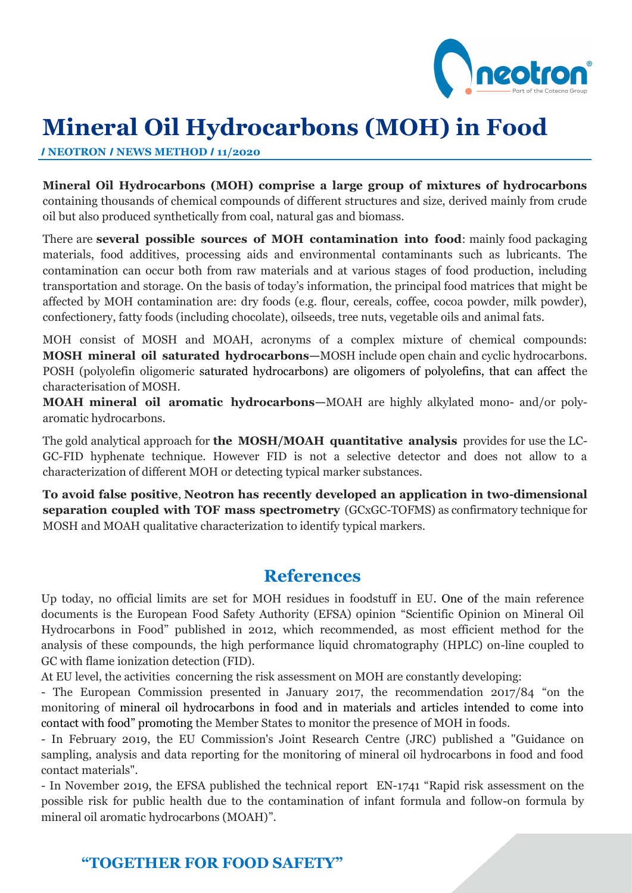# Mineral Oil Hydrocarbons (MOH) in Food

**/ NEOTRON / NEWS METHOD / 11/2020**

**Mineral Oil Hydrocarbons (MOH) comprise a large group of mixtures of hydrocarbons** containing thousands of chemical compounds of different structures and size, derived mainly from crude oil but also produced synthetically from coal, natural gas and biomass.

There are **several possible sources of MOH contamination into food**: mainly food packaging materials, food additives, processing aids and environmental contaminants such as lubricants. The contamination can occur both from raw materials and at various stages of food production, including transportation and storage. On the basis of today's information, the principal food matrices that might be affected by MOH contamination are: dry foods (e.g. flour, cereals, coffee, cocoa powder, milk powder), confectionery, fatty foods (including chocolate), oilseeds, tree nuts, vegetable oils and animal fats.

MOH consist of MOSH and MOAH, acronyms of a complex mixture of chemical compounds: **MOSH mineral oil saturated hydrocarbons**—MOSH include open chain and cyclic hydrocarbons. POSH (polyolefin oligomeric saturated hydrocarbons) are oligomers of polyolefins, that can affect the characterisation of MOSH.

**MOAH mineral oil aromatic hydrocarbons**—MOAH are highly alkylated mono- and/or poly-aromatic hydrocarbons.

The gold analytical approach for **the MOSH/MOAH quantitative analysis** provides for use the LC-GC-FID hyphenate technique. However FID is not a selective detector and does not allow to a characterization of different MOH or detecting typical marker substances.

**To avoid false positive**, **Neotron has recently developed an application in two-dimensional separation coupled with TOF mass spectrometry** (GCxGC-TOFMS) as confirmatory technique for MOSH and MOAH qualitative characterization to identify typical markers.

## References

Up today, no official limits are set for MOH residues in foodstuff in EU. One of the main reference documents is the European Food Safety Authority (EFSA) opinion "Scientific Opinion on Mineral Oil Hydrocarbons in Food" published in 2012, which recommended, as most efficient method for the analysis of these compounds, the high performance liquid chromatography (HPLC) on-line coupled to GC with flame ionization detection (FID).

At EU level, the activities concerning the risk assessment on MOH are constantly developing:

- The European Commission presented in January 2017, the recommendation 2017/84 "on the monitoring of mineral oil hydrocarbons in food and in materials and articles intended to come into contact with food" promoting the Member States to monitor the presence of MOH in foods.
- In February 2019, the EU Commission's Joint Research Centre (JRC) published a "Guidance on sampling, analysis and data reporting for the monitoring of mineral oil hydrocarbons in food and food contact materials".
- In November 2019, the EFSA published the technical report EN-1741 "Rapid risk assessment on the possible risk for public health due to the contamination of infant formula and follow-on formula by mineral oil aromatic hydrocarbons (MOAH)".

**"TOGETHER FOR FOOD SAFETY"**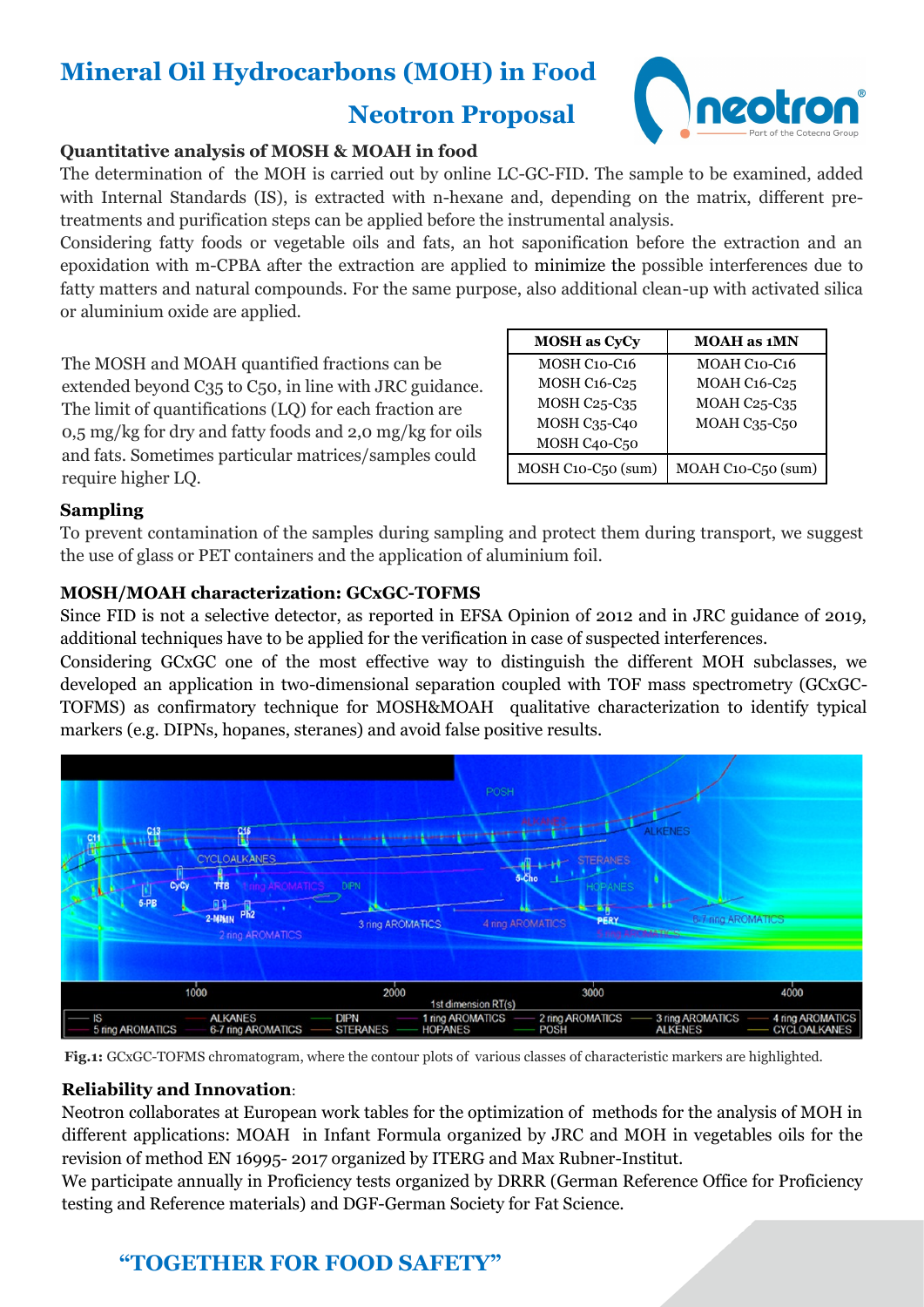# Mineral Oil Hydrocarbons (MOH) in Food

## Neotron Proposal

### Quantitative analysis of MOSH & MOAH in food

The determination of the MOH is carried out by online LC-GC-FID. The sample to be examined, added with Internal Standards (IS), is extracted with n-hexane and, depending on the matrix, different pre-treatments and purification steps can be applied before the instrumental analysis.

Considering fatty foods or vegetable oils and fats, an hot saponification before the extraction and an epoxidation with m-CPBA after the extraction are applied to minimize the possible interferences due to fatty matters and natural compounds. For the same purpose, also additional clean-up with activated silica or aluminium oxide are applied.

The MOSH and MOAH quantified fractions can be extended beyond C35 to C50, in line with JRC guidance. The limit of quantifications (LQ) for each fraction are 0,5 mg/kg for dry and fatty foods and 2,0 mg/kg for oils and fats. Sometimes particular matrices/samples could require higher LQ.

| MOSH as CyCy | MOAH as 1MN |
|---|---|
| MOSH C10-C16 | MOAH C10-C16 |
| MOSH C16-C25 | MOAH C16-C25 |
| MOSH C25-C35 | MOAH C25-C35 |
| MOSH C35-C40 | MOAH C35-C50 |
| MOSH C40-C50 | |
| MOSH C10-C50 (sum) | MOAH C10-C50 (sum) |

### Sampling

To prevent contamination of the samples during sampling and protect them during transport, we suggest the use of glass or PET containers and the application of aluminium foil.

### MOSH/MOAH characterization: GCxGC-TOFMS

Since FID is not a selective detector, as reported in EFSA Opinion of 2012 and in JRC guidance of 2019, additional techniques have to be applied for the verification in case of suspected interferences.

Considering GCxGC one of the most effective way to distinguish the different MOH subclasses, we developed an application in two-dimensional separation coupled with TOF mass spectrometry (GCxGC-TOFMS) as confirmatory technique for MOSH&MOAH qualitative characterization to identify typical markers (e.g. DIPNs, hopanes, steranes) and avoid false positive results.

POSH
ALKANES
ALKENES
C11
C13
C16
CYCLOALKANES
STERANES
CyCy
TTB
1 ring AROMATICS
DIPN
5-Cho
HOPANES
5-PB
2-MMN
Pk2
PERY
6-7 ring AROMATICS
2 ring AROMATICS
3 ring AROMATICS
4 ring AROMATICS
5 ring AROMATICS
1000
2000
3000
4000
1st dimension RT(s)
IS, ALKANES, DIPN, 1 ring AROMATICS, 2 ring AROMATICS, 3 ring AROMATICS, 4 ring AROMATICS
5 ring AROMATICS, 6-7 ring AROMATICS, STERANES, HOPANES, POSH, ALKENES, CYCLOALKANES

**Fig.1:** GCxGC-TOFMS chromatogram, where the contour plots of various classes of characteristic markers are highlighted.

### Reliability and Innovation:

Neotron collaborates at European work tables for the optimization of methods for the analysis of MOH in different applications: MOAH in Infant Formula organized by JRC and MOH in vegetables oils for the revision of method EN 16995- 2017 organized by ITERG and Max Rubner-Institut.

We participate annually in Proficiency tests organized by DRRR (German Reference Office for Proficiency testing and Reference materials) and DGF-German Society for Fat Science.

## "TOGETHER FOR FOOD SAFETY"